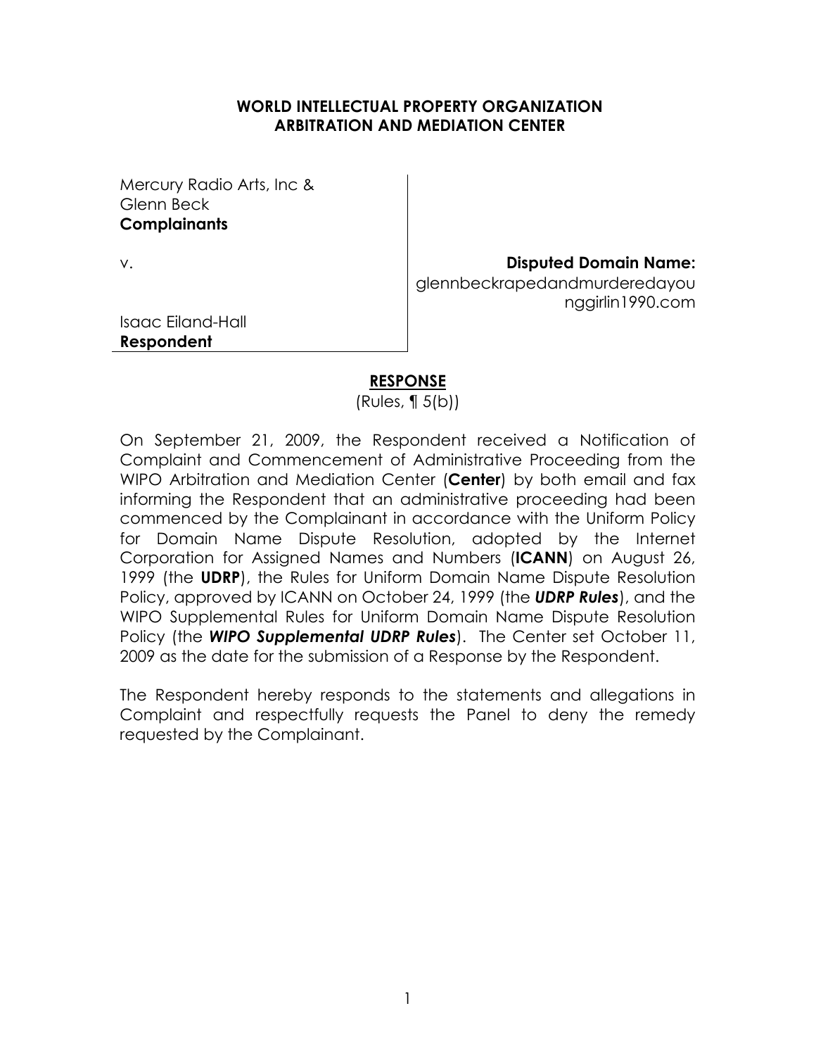**WORLD INTELLECTUAL PROPERTY ORGANIZATION**
**ARBITRATION AND MEDIATION CENTER**

| | |
|---|---|
| Mercury Radio Arts, Inc & Glenn Beck **Complainants** | |
| v. | **Disputed Domain Name:** glennbeckrapedandmurderedayounggirlin1990.com |
| Isaac Eiland-Hall **Respondent** | |

## **RESPONSE**

(Rules, ¶ 5(b))

On September 21, 2009, the Respondent received a Notification of Complaint and Commencement of Administrative Proceeding from the WIPO Arbitration and Mediation Center (**Center**) by both email and fax informing the Respondent that an administrative proceeding had been commenced by the Complainant in accordance with the Uniform Policy for Domain Name Dispute Resolution, adopted by the Internet Corporation for Assigned Names and Numbers (**ICANN**) on August 26, 1999 (the **UDRP**), the Rules for Uniform Domain Name Dispute Resolution Policy, approved by ICANN on October 24, 1999 (the ***UDRP Rules***), and the WIPO Supplemental Rules for Uniform Domain Name Dispute Resolution Policy (the ***WIPO Supplemental UDRP Rules***). The Center set October 11, 2009 as the date for the submission of a Response by the Respondent.

The Respondent hereby responds to the statements and allegations in Complaint and respectfully requests the Panel to deny the remedy requested by the Complainant.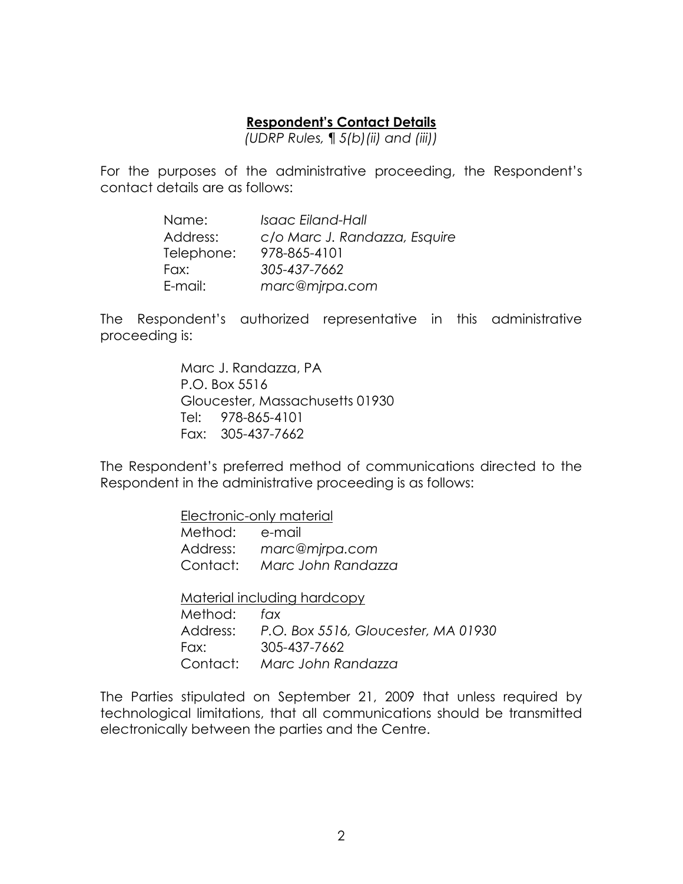## **Respondent's Contact Details**

*(UDRP Rules, ¶ 5(b)(ii) and (iii))*

For the purposes of the administrative proceeding, the Respondent's contact details are as follows:

| | |
|---|---|
| Name: | *Isaac Eiland-Hall* |
| Address: | *c/o Marc J. Randazza, Esquire* |
| Telephone: | 978-865-4101 |
| Fax: | *305-437-7662* |
| E-mail: | *marc@mjrpa.com* |

The Respondent's authorized representative in this administrative proceeding is:

Marc J. Randazza, PA
P.O. Box 5516
Gloucester, Massachusetts 01930
Tel: 978-865-4101
Fax: 305-437-7662

The Respondent's preferred method of communications directed to the Respondent in the administrative proceeding is as follows:

<u>Electronic-only material</u>

| | |
|---|---|
| Method: | e-mail |
| Address: | *marc@mjrpa.com* |
| Contact: | *Marc John Randazza* |

<u>Material including hardcopy</u>

| | |
|---|---|
| Method: | *fax* |
| Address: | *P.O. Box 5516, Gloucester, MA 01930* |
| Fax: | 305-437-7662 |
| Contact: | *Marc John Randazza* |

The Parties stipulated on September 21, 2009 that unless required by technological limitations, that all communications should be transmitted electronically between the parties and the Centre.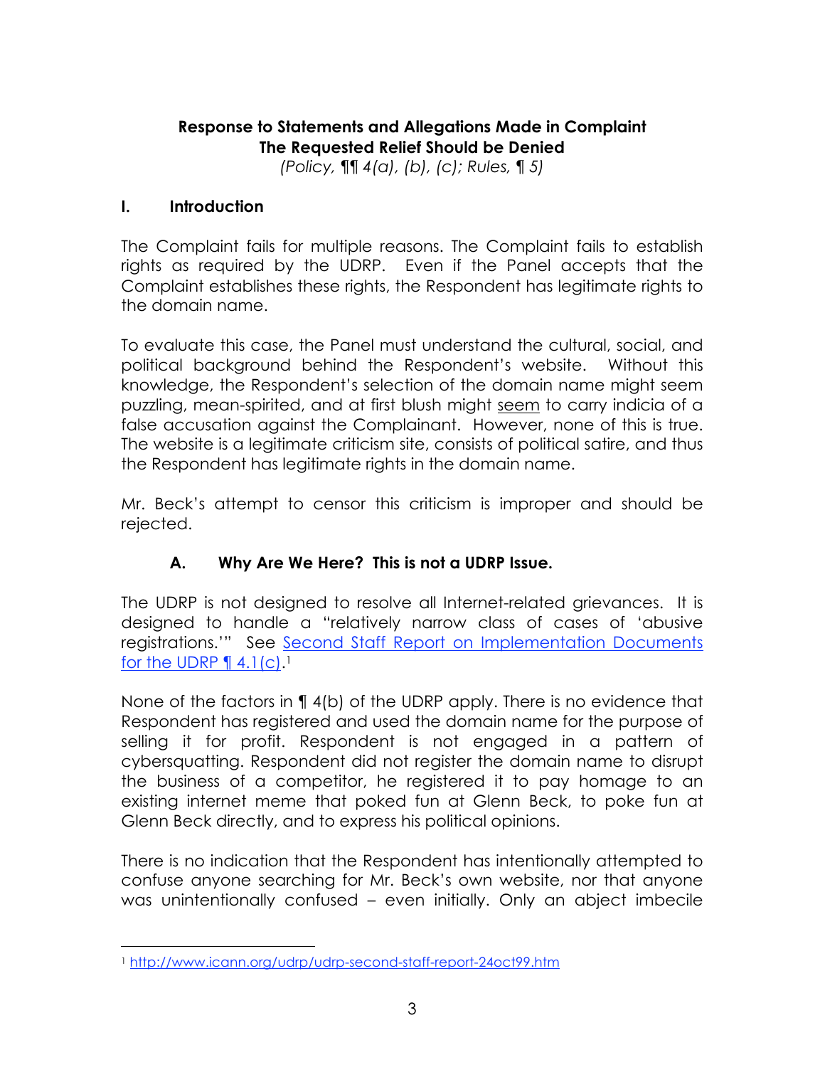**Response to Statements and Allegations Made in Complaint**
**The Requested Relief Should be Denied**
*(Policy, ¶¶ 4(a), (b), (c); Rules, ¶ 5)*

## I. Introduction

The Complaint fails for multiple reasons. The Complaint fails to establish rights as required by the UDRP. Even if the Panel accepts that the Complaint establishes these rights, the Respondent has legitimate rights to the domain name.

To evaluate this case, the Panel must understand the cultural, social, and political background behind the Respondent's website. Without this knowledge, the Respondent's selection of the domain name might seem puzzling, mean-spirited, and at first blush might <u>seem</u> to carry indicia of a false accusation against the Complainant. However, none of this is true. The website is a legitimate criticism site, consists of political satire, and thus the Respondent has legitimate rights in the domain name.

Mr. Beck's attempt to censor this criticism is improper and should be rejected.

### A. Why Are We Here? This is not a UDRP Issue.

The UDRP is not designed to resolve all Internet-related grievances. It is designed to handle a "relatively narrow class of cases of 'abusive registrations.'" See [Second Staff Report on Implementation Documents for the UDRP ¶ 4.1(c)](http://www.icann.org/udrp/udrp-second-staff-report-24oct99.htm).[1]

None of the factors in ¶ 4(b) of the UDRP apply. There is no evidence that Respondent has registered and used the domain name for the purpose of selling it for profit. Respondent is not engaged in a pattern of cybersquatting. Respondent did not register the domain name to disrupt the business of a competitor, he registered it to pay homage to an existing internet meme that poked fun at Glenn Beck, to poke fun at Glenn Beck directly, and to express his political opinions.

There is no indication that the Respondent has intentionally attempted to confuse anyone searching for Mr. Beck's own website, nor that anyone was unintentionally confused – even initially. Only an abject imbecile

---

[1] http://www.icann.org/udrp/udrp-second-staff-report-24oct99.htm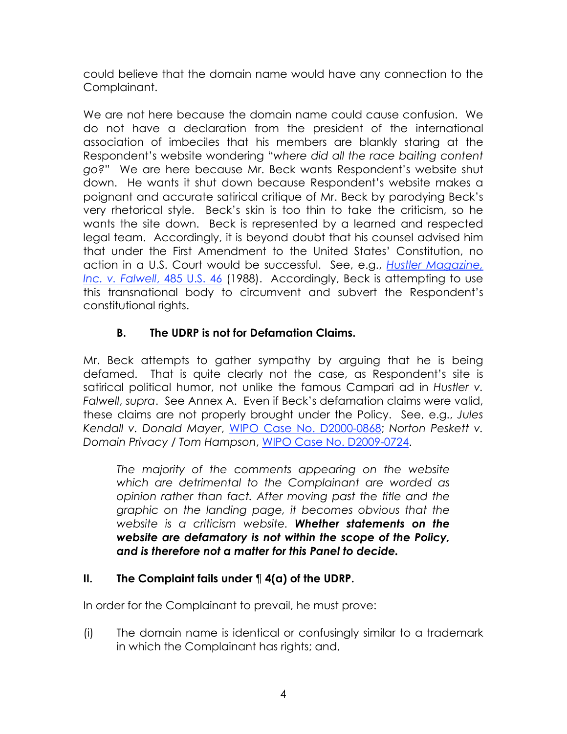could believe that the domain name would have any connection to the Complainant.

We are not here because the domain name could cause confusion. We do not have a declaration from the president of the international association of imbeciles that his members are blankly staring at the Respondent's website wondering "*where did all the race baiting content go?*" We are here because Mr. Beck wants Respondent's website shut down. He wants it shut down because Respondent's website makes a poignant and accurate satirical critique of Mr. Beck by parodying Beck's very rhetorical style. Beck's skin is too thin to take the criticism, so he wants the site down. Beck is represented by a learned and respected legal team. Accordingly, it is beyond doubt that his counsel advised him that under the First Amendment to the United States' Constitution, no action in a U.S. Court would be successful. See, e.g., *Hustler Magazine, Inc. v. Falwell*, 485 U.S. 46 (1988). Accordingly, Beck is attempting to use this transnational body to circumvent and subvert the Respondent's constitutional rights.

### B. The UDRP is not for Defamation Claims.

Mr. Beck attempts to gather sympathy by arguing that he is being defamed. That is quite clearly not the case, as Respondent's site is satirical political humor, not unlike the famous Campari ad in *Hustler v. Falwell*, *supra*. See Annex A. Even if Beck's defamation claims were valid, these claims are not properly brought under the Policy. See, e.g., *Jules Kendall v. Donald Mayer*, WIPO Case No. D2000-0868; *Norton Peskett v. Domain Privacy / Tom Hampson*, WIPO Case No. D2009-0724.

> *The majority of the comments appearing on the website which are detrimental to the Complainant are worded as opinion rather than fact. After moving past the title and the graphic on the landing page, it becomes obvious that the website is a criticism website.* ***Whether statements on the website are defamatory is not within the scope of the Policy, and is therefore not a matter for this Panel to decide.***

## II. The Complaint fails under ¶ 4(a) of the UDRP.

In order for the Complainant to prevail, he must prove:

(i) The domain name is identical or confusingly similar to a trademark in which the Complainant has rights; and,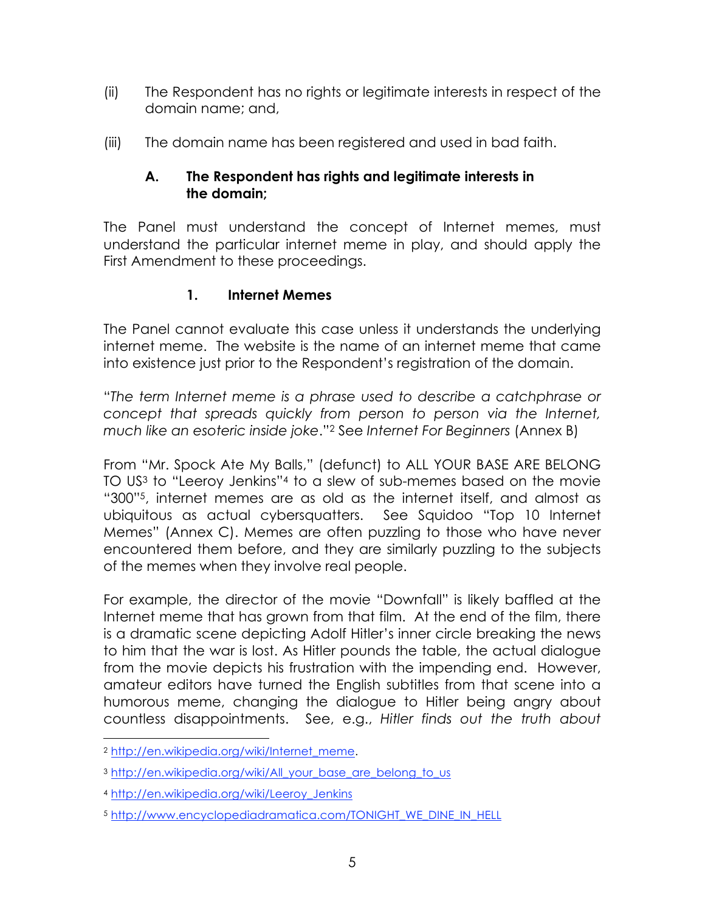(ii) The Respondent has no rights or legitimate interests in respect of the domain name; and,

(iii) The domain name has been registered and used in bad faith.

### A. The Respondent has rights and legitimate interests in the domain;

The Panel must understand the concept of Internet memes, must understand the particular internet meme in play, and should apply the First Amendment to these proceedings.

#### 1. Internet Memes

The Panel cannot evaluate this case unless it understands the underlying internet meme. The website is the name of an internet meme that came into existence just prior to the Respondent's registration of the domain.

"*The term Internet meme is a phrase used to describe a catchphrase or concept that spreads quickly from person to person via the Internet, much like an esoteric inside joke*."[2] See *Internet For Beginners* (Annex B)

From "Mr. Spock Ate My Balls," (defunct) to ALL YOUR BASE ARE BELONG TO US[3] to "Leeroy Jenkins"[4] to a slew of sub-memes based on the movie "300"[5], internet memes are as old as the internet itself, and almost as ubiquitous as actual cybersquatters. See Squidoo "Top 10 Internet Memes" (Annex C). Memes are often puzzling to those who have never encountered them before, and they are similarly puzzling to the subjects of the memes when they involve real people.

For example, the director of the movie "Downfall" is likely baffled at the Internet meme that has grown from that film. At the end of the film, there is a dramatic scene depicting Adolf Hitler's inner circle breaking the news to him that the war is lost. As Hitler pounds the table, the actual dialogue from the movie depicts his frustration with the impending end. However, amateur editors have turned the English subtitles from that scene into a humorous meme, changing the dialogue to Hitler being angry about countless disappointments. See, e.g., *Hitler finds out the truth about*

---

[2] http://en.wikipedia.org/wiki/Internet_meme.

[3] http://en.wikipedia.org/wiki/All_your_base_are_belong_to_us

[4] http://en.wikipedia.org/wiki/Leeroy_Jenkins

[5] http://www.encyclopediadramatica.com/TONIGHT_WE_DINE_IN_HELL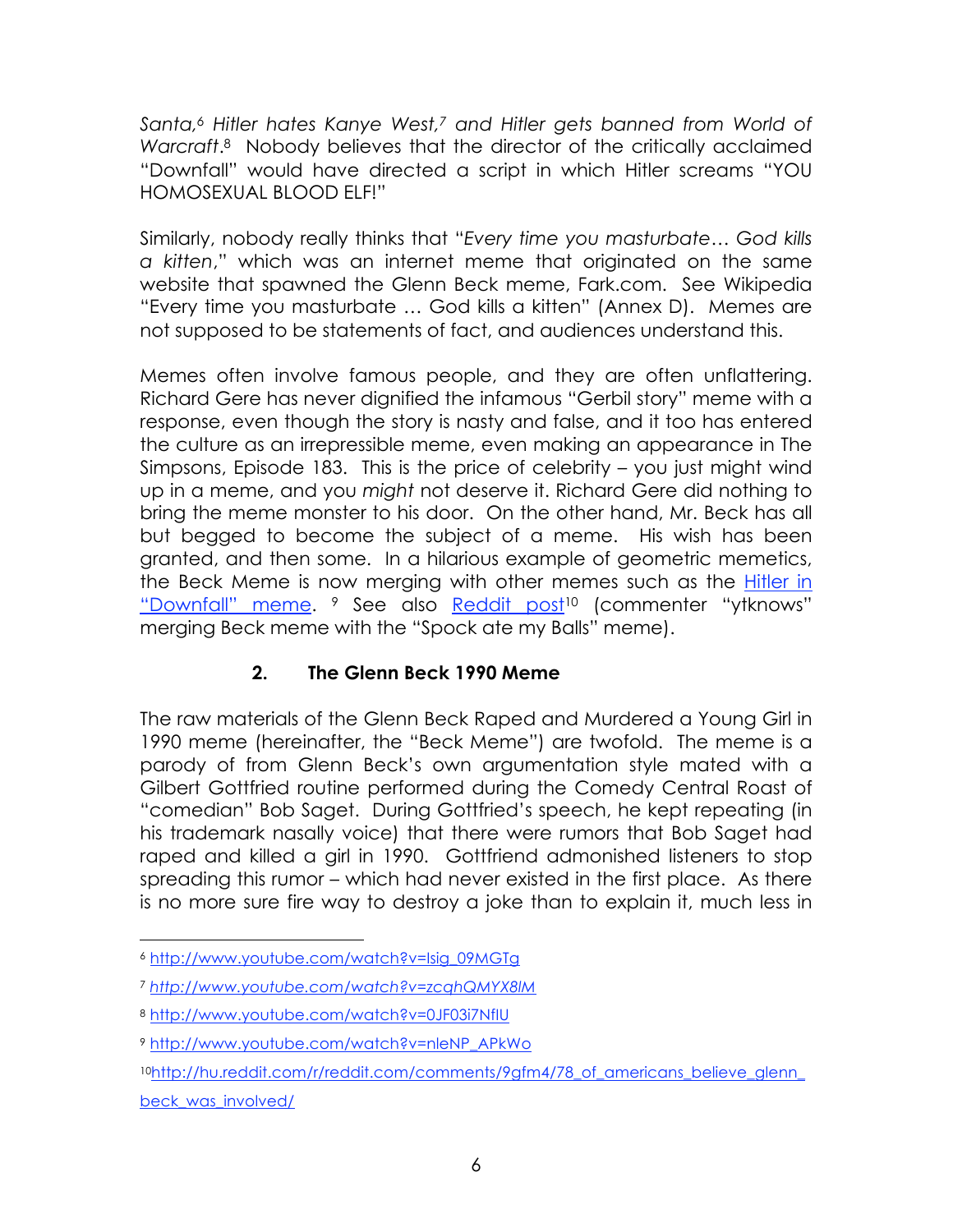*Santa,*[6] *Hitler hates Kanye West,*[7] *and Hitler gets banned from World of Warcraft*.[8] Nobody believes that the director of the critically acclaimed "Downfall" would have directed a script in which Hitler screams "YOU HOMOSEXUAL BLOOD ELF!"

Similarly, nobody really thinks that "*Every time you masturbate… God kills a kitten*," which was an internet meme that originated on the same website that spawned the Glenn Beck meme, Fark.com. See Wikipedia "Every time you masturbate … God kills a kitten" (Annex D). Memes are not supposed to be statements of fact, and audiences understand this.

Memes often involve famous people, and they are often unflattering. Richard Gere has never dignified the infamous "Gerbil story" meme with a response, even though the story is nasty and false, and it too has entered the culture as an irrepressible meme, even making an appearance in The Simpsons, Episode 183. This is the price of celebrity – you just might wind up in a meme, and you *might* not deserve it. Richard Gere did nothing to bring the meme monster to his door. On the other hand, Mr. Beck has all but begged to become the subject of a meme. His wish has been granted, and then some. In a hilarious example of geometric memetics, the Beck Meme is now merging with other memes such as the Hitler in "Downfall" meme. [9] See also Reddit post[10] (commenter "ytknows" merging Beck meme with the "Spock ate my Balls" meme).

### 2. The Glenn Beck 1990 Meme

The raw materials of the Glenn Beck Raped and Murdered a Young Girl in 1990 meme (hereinafter, the "Beck Meme") are twofold. The meme is a parody of from Glenn Beck's own argumentation style mated with a Gilbert Gottfried routine performed during the Comedy Central Roast of "comedian" Bob Saget. During Gottfried's speech, he kept repeating (in his trademark nasally voice) that there were rumors that Bob Saget had raped and killed a girl in 1990. Gottfriend admonished listeners to stop spreading this rumor – which had never existed in the first place. As there is no more sure fire way to destroy a joke than to explain it, much less in

---

[6] http://www.youtube.com/watch?v=Isig_09MGTg

[7] *http://www.youtube.com/watch?v=zcqhQMYX8lM*

[8] http://www.youtube.com/watch?v=0JF03i7NfIU

[9] http://www.youtube.com/watch?v=nleNP_APkWo

[10] http://hu.reddit.com/r/reddit.com/comments/9gfm4/78_of_americans_believe_glenn_beck_was_involved/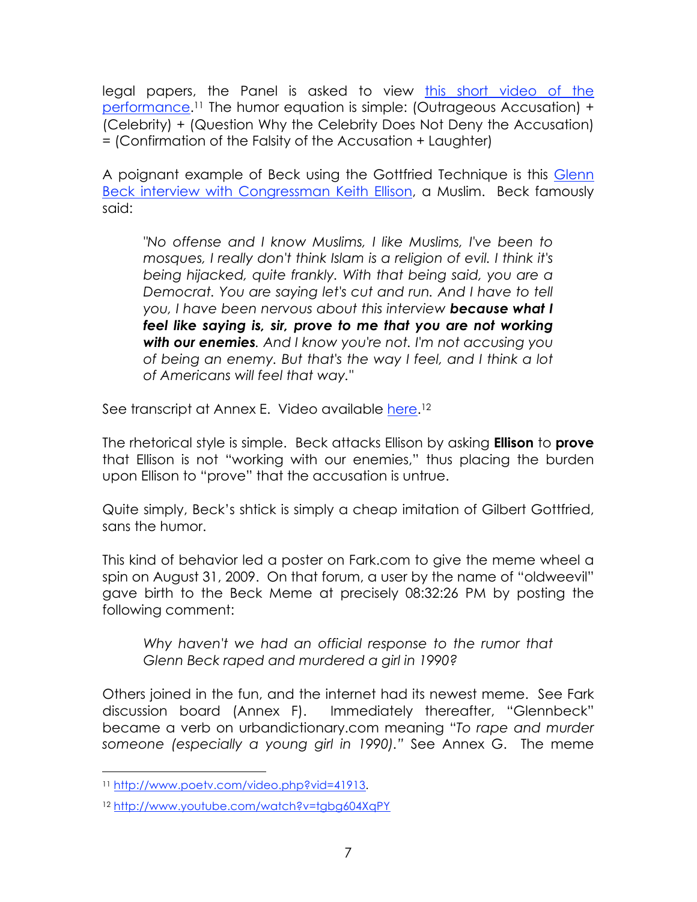legal papers, the Panel is asked to view [this short video of the performance](http://www.poetv.com/video.php?vid=41913).[11] The humor equation is simple: (Outrageous Accusation) + (Celebrity) + (Question Why the Celebrity Does Not Deny the Accusation) = (Confirmation of the Falsity of the Accusation + Laughter)

A poignant example of Beck using the Gottfried Technique is this [Glenn Beck interview with Congressman Keith Ellison](http://www.youtube.com/watch?v=tgbg604XqPY), a Muslim. Beck famously said:

> *"No offense and I know Muslims, I like Muslims, I've been to mosques, I really don't think Islam is a religion of evil. I think it's being hijacked, quite frankly. With that being said, you are a Democrat. You are saying let's cut and run. And I have to tell you, I have been nervous about this interview* ***because what I feel like saying is, sir, prove to me that you are not working with our enemies****. And I know you're not. I'm not accusing you of being an enemy. But that's the way I feel, and I think a lot of Americans will feel that way."*

See transcript at Annex E. Video available [here](http://www.youtube.com/watch?v=tgbg604XqPY).[12]

The rhetorical style is simple. Beck attacks Ellison by asking **Ellison** to **prove** that Ellison is not "working with our enemies," thus placing the burden upon Ellison to "prove" that the accusation is untrue.

Quite simply, Beck's shtick is simply a cheap imitation of Gilbert Gottfried, sans the humor.

This kind of behavior led a poster on Fark.com to give the meme wheel a spin on August 31, 2009. On that forum, a user by the name of "oldweevil" gave birth to the Beck Meme at precisely 08:32:26 PM by posting the following comment:

> *Why haven't we had an official response to the rumor that Glenn Beck raped and murdered a girl in 1990?*

Others joined in the fun, and the internet had its newest meme. See Fark discussion board (Annex F). Immediately thereafter, "Glennbeck" became a verb on urbandictionary.com meaning "*To rape and murder someone (especially a young girl in 1990).*" See Annex G. The meme

---

[11] http://www.poetv.com/video.php?vid=41913.

[12] http://www.youtube.com/watch?v=tgbg604XqPY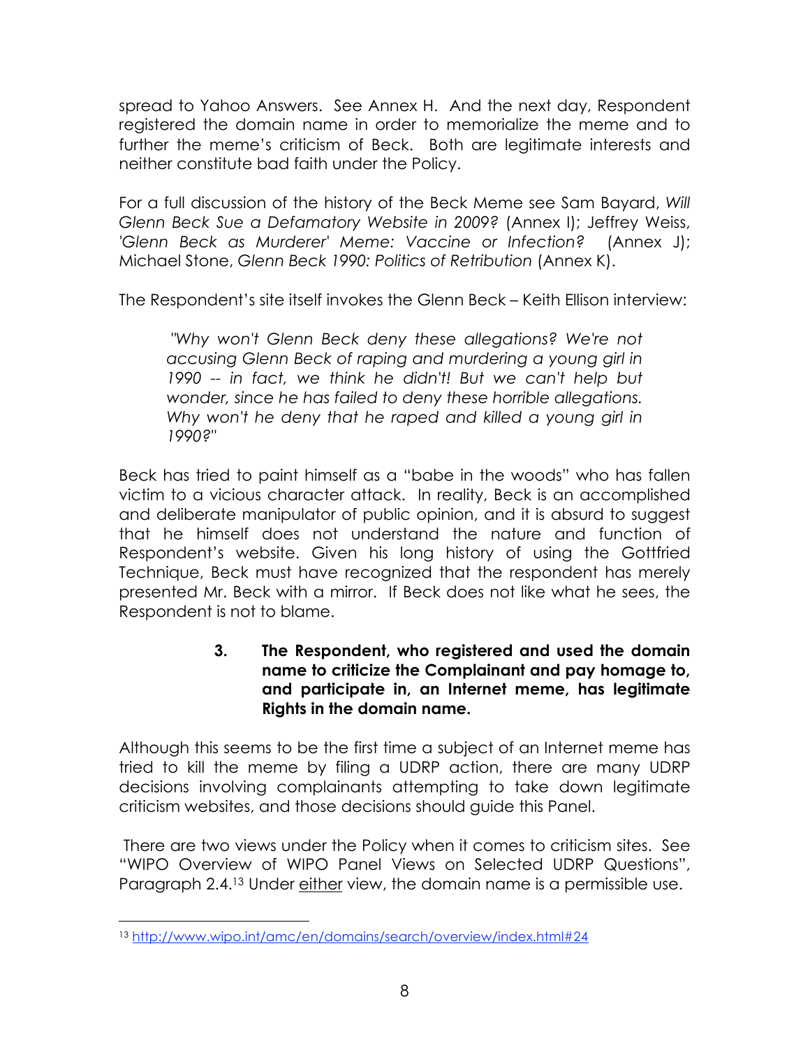spread to Yahoo Answers. See Annex H. And the next day, Respondent registered the domain name in order to memorialize the meme and to further the meme's criticism of Beck. Both are legitimate interests and neither constitute bad faith under the Policy.

For a full discussion of the history of the Beck Meme see Sam Bayard, *Will Glenn Beck Sue a Defamatory Website in 2009?* (Annex I); Jeffrey Weiss, *'Glenn Beck as Murderer' Meme: Vaccine or Infection?* (Annex J); Michael Stone, *Glenn Beck 1990: Politics of Retribution* (Annex K).

The Respondent's site itself invokes the Glenn Beck – Keith Ellison interview:

> *"Why won't Glenn Beck deny these allegations? We're not accusing Glenn Beck of raping and murdering a young girl in 1990 -- in fact, we think he didn't! But we can't help but wonder, since he has failed to deny these horrible allegations. Why won't he deny that he raped and killed a young girl in 1990?"*

Beck has tried to paint himself as a "babe in the woods" who has fallen victim to a vicious character attack. In reality, Beck is an accomplished and deliberate manipulator of public opinion, and it is absurd to suggest that he himself does not understand the nature and function of Respondent's website. Given his long history of using the Gottfried Technique, Beck must have recognized that the respondent has merely presented Mr. Beck with a mirror. If Beck does not like what he sees, the Respondent is not to blame.

### 3. The Respondent, who registered and used the domain name to criticize the Complainant and pay homage to, and participate in, an Internet meme, has legitimate Rights in the domain name.

Although this seems to be the first time a subject of an Internet meme has tried to kill the meme by filing a UDRP action, there are many UDRP decisions involving complainants attempting to take down legitimate criticism websites, and those decisions should guide this Panel.

There are two views under the Policy when it comes to criticism sites. See "WIPO Overview of WIPO Panel Views on Selected UDRP Questions", Paragraph 2.4.[13] Under <u>either</u> view, the domain name is a permissible use.

[13] http://www.wipo.int/amc/en/domains/search/overview/index.html#24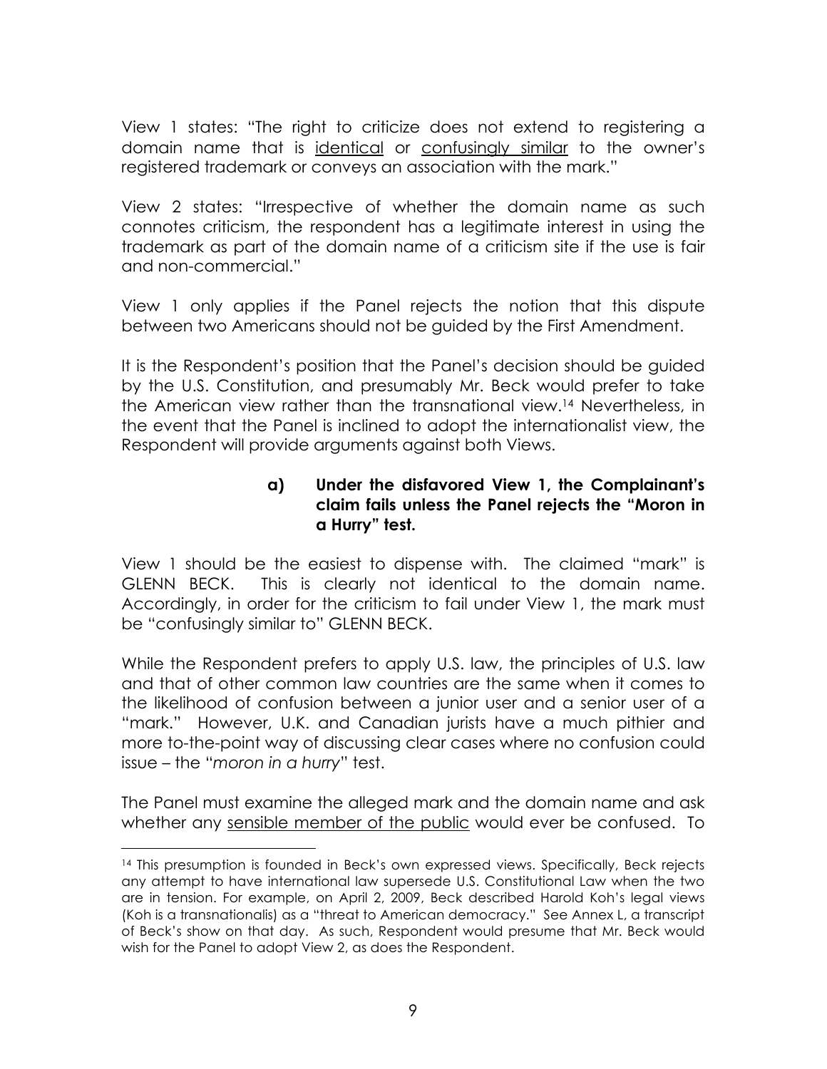View 1 states: "The right to criticize does not extend to registering a domain name that is <u>identical</u> or <u>confusingly similar</u> to the owner's registered trademark or conveys an association with the mark."

View 2 states: "Irrespective of whether the domain name as such connotes criticism, the respondent has a legitimate interest in using the trademark as part of the domain name of a criticism site if the use is fair and non-commercial."

View 1 only applies if the Panel rejects the notion that this dispute between two Americans should not be guided by the First Amendment.

It is the Respondent's position that the Panel's decision should be guided by the U.S. Constitution, and presumably Mr. Beck would prefer to take the American view rather than the transnational view.[14] Nevertheless, in the event that the Panel is inclined to adopt the internationalist view, the Respondent will provide arguments against both Views.

**a) Under the disfavored View 1, the Complainant's claim fails unless the Panel rejects the "Moron in a Hurry" test.**

View 1 should be the easiest to dispense with. The claimed "mark" is GLENN BECK. This is clearly not identical to the domain name. Accordingly, in order for the criticism to fail under View 1, the mark must be "confusingly similar to" GLENN BECK.

While the Respondent prefers to apply U.S. law, the principles of U.S. law and that of other common law countries are the same when it comes to the likelihood of confusion between a junior user and a senior user of a "mark." However, U.K. and Canadian jurists have a much pithier and more to-the-point way of discussing clear cases where no confusion could issue – the "*moron in a hurry*" test.

The Panel must examine the alleged mark and the domain name and ask whether any <u>sensible member of the public</u> would ever be confused. To

---

[14] This presumption is founded in Beck's own expressed views. Specifically, Beck rejects any attempt to have international law supersede U.S. Constitutional Law when the two are in tension. For example, on April 2, 2009, Beck described Harold Koh's legal views (Koh is a transnationalis) as a "threat to American democracy." See Annex L, a transcript of Beck's show on that day. As such, Respondent would presume that Mr. Beck would wish for the Panel to adopt View 2, as does the Respondent.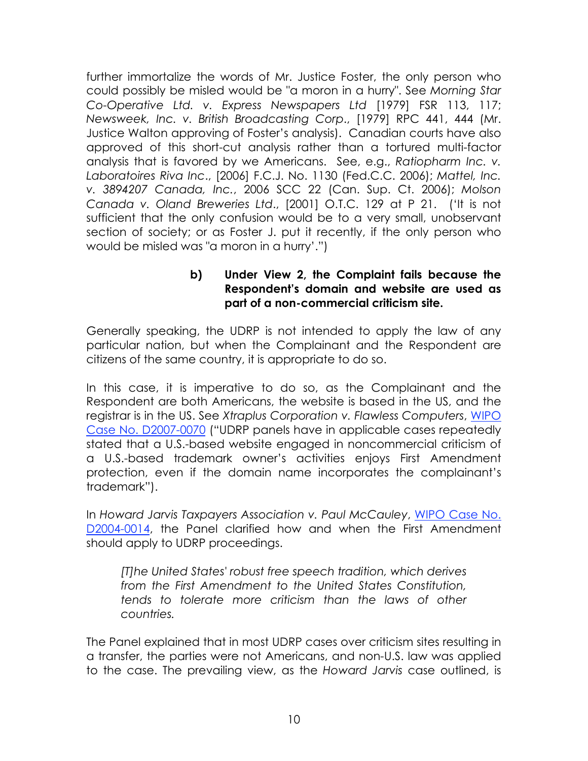further immortalize the words of Mr. Justice Foster, the only person who could possibly be misled would be "a moron in a hurry". See *Morning Star Co-Operative Ltd. v. Express Newspapers Ltd* [1979] FSR 113, 117; *Newsweek, Inc. v. British Broadcasting Corp.*, [1979] RPC 441, 444 (Mr. Justice Walton approving of Foster's analysis). Canadian courts have also approved of this short-cut analysis rather than a tortured multi-factor analysis that is favored by we Americans. See, e.g., *Ratiopharm Inc. v. Laboratoires Riva Inc.*, [2006] F.C.J. No. 1130 (Fed.C.C. 2006); *Mattel, Inc. v. 3894207 Canada, Inc.*, 2006 SCC 22 (Can. Sup. Ct. 2006); *Molson Canada v. Oland Breweries Ltd.*, [2001] O.T.C. 129 at P 21. ('It is not sufficient that the only confusion would be to a very small, unobservant section of society; or as Foster J. put it recently, if the only person who would be misled was "a moron in a hurry'.")

**b) Under View 2, the Complaint fails because the Respondent's domain and website are used as part of a non-commercial criticism site.**

Generally speaking, the UDRP is not intended to apply the law of any particular nation, but when the Complainant and the Respondent are citizens of the same country, it is appropriate to do so.

In this case, it is imperative to do so, as the Complainant and the Respondent are both Americans, the website is based in the US, and the registrar is in the US. See *Xtraplus Corporation v. Flawless Computers*, WIPO Case No. D2007-0070 ("UDRP panels have in applicable cases repeatedly stated that a U.S.-based website engaged in noncommercial criticism of a U.S.-based trademark owner's activities enjoys First Amendment protection, even if the domain name incorporates the complainant's trademark").

In *Howard Jarvis Taxpayers Association v. Paul McCauley*, WIPO Case No. D2004-0014, the Panel clarified how and when the First Amendment should apply to UDRP proceedings.

> *[T]he United States' robust free speech tradition, which derives from the First Amendment to the United States Constitution, tends to tolerate more criticism than the laws of other countries.*

The Panel explained that in most UDRP cases over criticism sites resulting in a transfer, the parties were not Americans, and non-U.S. law was applied to the case. The prevailing view, as the *Howard Jarvis* case outlined, is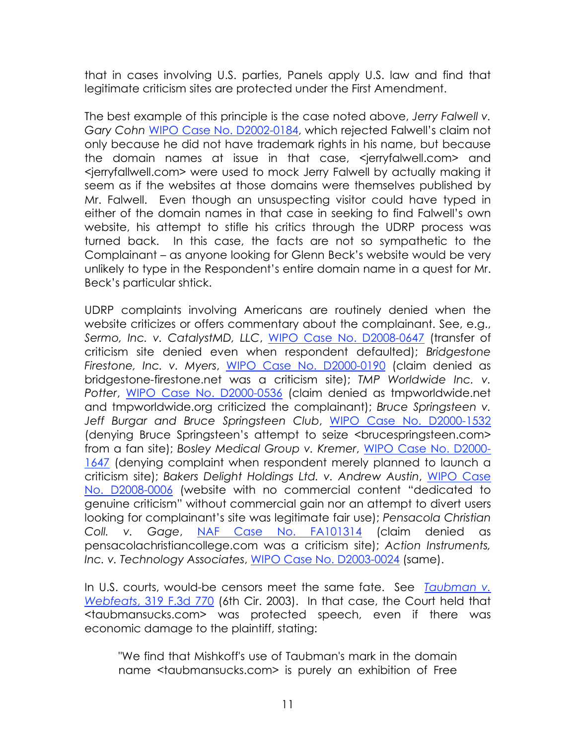that in cases involving U.S. parties, Panels apply U.S. law and find that legitimate criticism sites are protected under the First Amendment.

The best example of this principle is the case noted above, *Jerry Falwell v. Gary Cohn* [WIPO Case No. D2002-0184](), which rejected Falwell's claim not only because he did not have trademark rights in his name, but because the domain names at issue in that case, <jerryfalwell.com> and <jerryfallwell.com> were used to mock Jerry Falwell by actually making it seem as if the websites at those domains were themselves published by Mr. Falwell. Even though an unsuspecting visitor could have typed in either of the domain names in that case in seeking to find Falwell's own website, his attempt to stifle his critics through the UDRP process was turned back. In this case, the facts are not so sympathetic to the Complainant – as anyone looking for Glenn Beck's website would be very unlikely to type in the Respondent's entire domain name in a quest for Mr. Beck's particular shtick.

UDRP complaints involving Americans are routinely denied when the website criticizes or offers commentary about the complainant. See, e.g., *Sermo, Inc. v. CatalystMD, LLC*, [WIPO Case No. D2008-0647]() (transfer of criticism site denied even when respondent defaulted); *Bridgestone Firestone, Inc. v. Myers*, [WIPO Case No. D2000-0190]() (claim denied as bridgestone-firestone.net was a criticism site); *TMP Worldwide Inc. v. Potter*, [WIPO Case No. D2000-0536]() (claim denied as tmpworldwide.net and tmpworldwide.org criticized the complainant); *Bruce Springsteen v. Jeff Burgar and Bruce Springsteen Club*, [WIPO Case No. D2000-1532]() (denying Bruce Springsteen's attempt to seize <brucespringsteen.com> from a fan site); *Bosley Medical Group v. Kremer*, [WIPO Case No. D2000-1647]() (denying complaint when respondent merely planned to launch a criticism site); *Bakers Delight Holdings Ltd. v. Andrew Austin*, [WIPO Case No. D2008-0006]() (website with no commercial content "dedicated to genuine criticism" without commercial gain nor an attempt to divert users looking for complainant's site was legitimate fair use); *Pensacola Christian Coll. v. Gage*, [NAF Case No. FA101314]() (claim denied as pensacolachristiancollege.com was a criticism site); *Action Instruments, Inc. v. Technology Associates*, [WIPO Case No. D2003-0024]() (same).

In U.S. courts, would-be censors meet the same fate. See [*Taubman v. Webfeats*, 319 F.3d 770]() (6th Cir. 2003). In that case, the Court held that <taubmansucks.com> was protected speech, even if there was economic damage to the plaintiff, stating:

> "We find that Mishkoff's use of Taubman's mark in the domain name <taubmansucks.com> is purely an exhibition of Free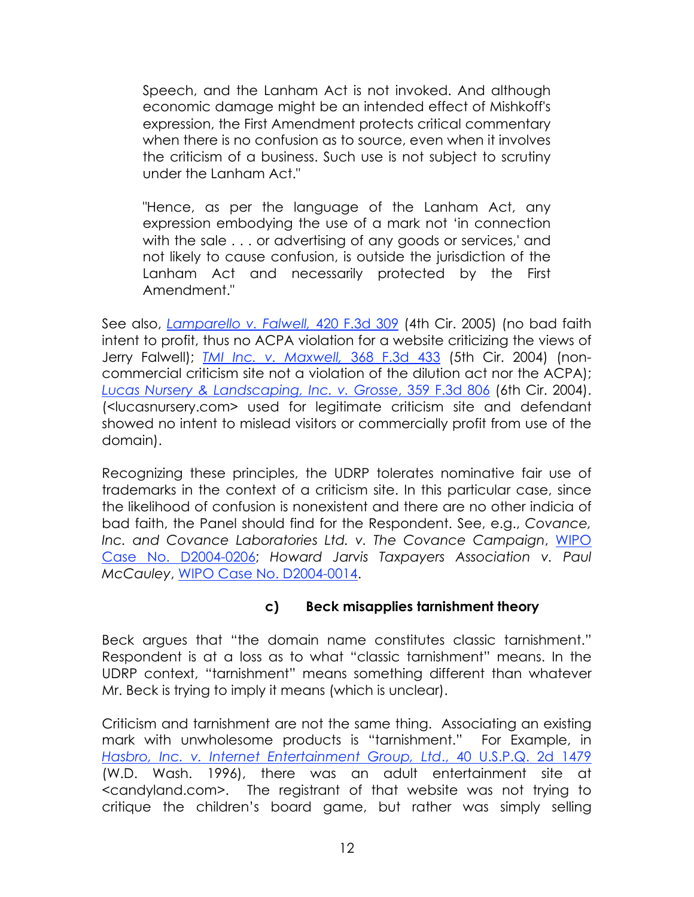> Speech, and the Lanham Act is not invoked. And although economic damage might be an intended effect of Mishkoff's expression, the First Amendment protects critical commentary when there is no confusion as to source, even when it involves the criticism of a business. Such use is not subject to scrutiny under the Lanham Act."
>
> "Hence, as per the language of the Lanham Act, any expression embodying the use of a mark not 'in connection with the sale . . . or advertising of any goods or services,' and not likely to cause confusion, is outside the jurisdiction of the Lanham Act and necessarily protected by the First Amendment."

See also, *Lamparello v. Falwell*, 420 F.3d 309 (4th Cir. 2005) (no bad faith intent to profit, thus no ACPA violation for a website criticizing the views of Jerry Falwell); *TMI Inc. v. Maxwell*, 368 F.3d 433 (5th Cir. 2004) (non-commercial criticism site not a violation of the dilution act nor the ACPA); *Lucas Nursery & Landscaping, Inc. v. Grosse*, 359 F.3d 806 (6th Cir. 2004). (<lucasnursery.com> used for legitimate criticism site and defendant showed no intent to mislead visitors or commercially profit from use of the domain).

Recognizing these principles, the UDRP tolerates nominative fair use of trademarks in the context of a criticism site. In this particular case, since the likelihood of confusion is nonexistent and there are no other indicia of bad faith, the Panel should find for the Respondent. See, e.g., *Covance, Inc. and Covance Laboratories Ltd. v. The Covance Campaign*, WIPO Case No. D2004-0206; *Howard Jarvis Taxpayers Association v. Paul McCauley*, WIPO Case No. D2004-0014.

### c) Beck misapplies tarnishment theory

Beck argues that "the domain name constitutes classic tarnishment." Respondent is at a loss as to what "classic tarnishment" means. In the UDRP context, "tarnishment" means something different than whatever Mr. Beck is trying to imply it means (which is unclear).

Criticism and tarnishment are not the same thing. Associating an existing mark with unwholesome products is "tarnishment." For Example, in *Hasbro, Inc. v. Internet Entertainment Group, Ltd.*, 40 U.S.P.Q. 2d 1479 (W.D. Wash. 1996), there was an adult entertainment site at <candyland.com>. The registrant of that website was not trying to critique the children's board game, but rather was simply selling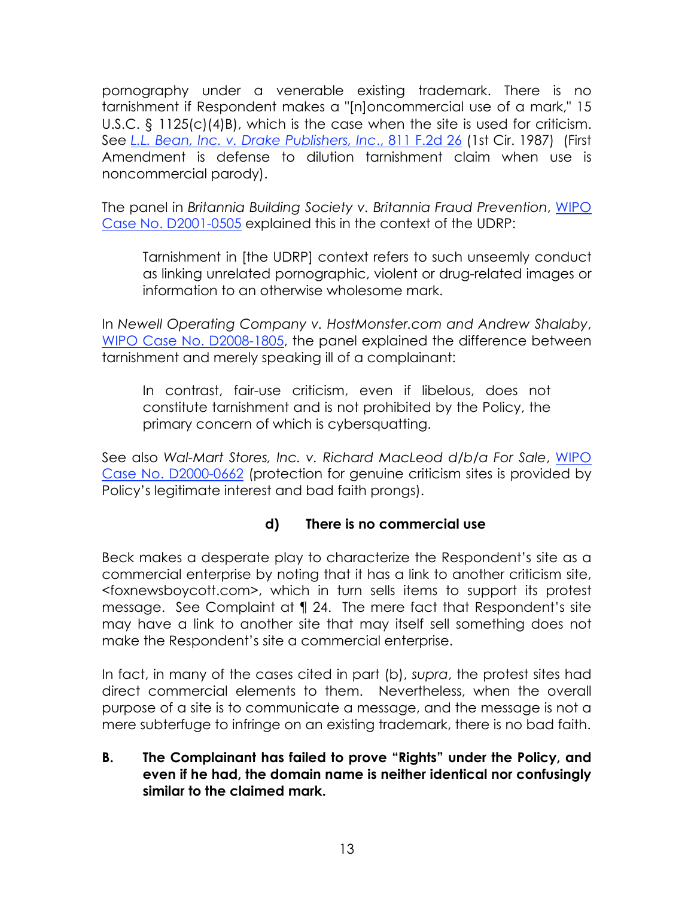pornography under a venerable existing trademark. There is no tarnishment if Respondent makes a "[n]oncommercial use of a mark," 15 U.S.C. § 1125(c)(4)B), which is the case when the site is used for criticism. See *L.L. Bean, Inc. v. Drake Publishers, Inc.*, 811 F.2d 26 (1st Cir. 1987) (First Amendment is defense to dilution tarnishment claim when use is noncommercial parody).

The panel in *Britannia Building Society v. Britannia Fraud Prevention*, WIPO Case No. D2001-0505 explained this in the context of the UDRP:

> Tarnishment in [the UDRP] context refers to such unseemly conduct as linking unrelated pornographic, violent or drug-related images or information to an otherwise wholesome mark.

In *Newell Operating Company v. HostMonster.com and Andrew Shalaby*, WIPO Case No. D2008-1805, the panel explained the difference between tarnishment and merely speaking ill of a complainant:

> In contrast, fair-use criticism, even if libelous, does not constitute tarnishment and is not prohibited by the Policy, the primary concern of which is cybersquatting.

See also *Wal-Mart Stores, Inc. v. Richard MacLeod d/b/a For Sale*, WIPO Case No. D2000-0662 (protection for genuine criticism sites is provided by Policy's legitimate interest and bad faith prongs).

### d) There is no commercial use

Beck makes a desperate play to characterize the Respondent's site as a commercial enterprise by noting that it has a link to another criticism site, <foxnewsboycott.com>, which in turn sells items to support its protest message. See Complaint at ¶ 24. The mere fact that Respondent's site may have a link to another site that may itself sell something does not make the Respondent's site a commercial enterprise.

In fact, in many of the cases cited in part (b), *supra*, the protest sites had direct commercial elements to them. Nevertheless, when the overall purpose of a site is to communicate a message, and the message is not a mere subterfuge to infringe on an existing trademark, there is no bad faith.

## B. The Complainant has failed to prove "Rights" under the Policy, and even if he had, the domain name is neither identical nor confusingly similar to the claimed mark.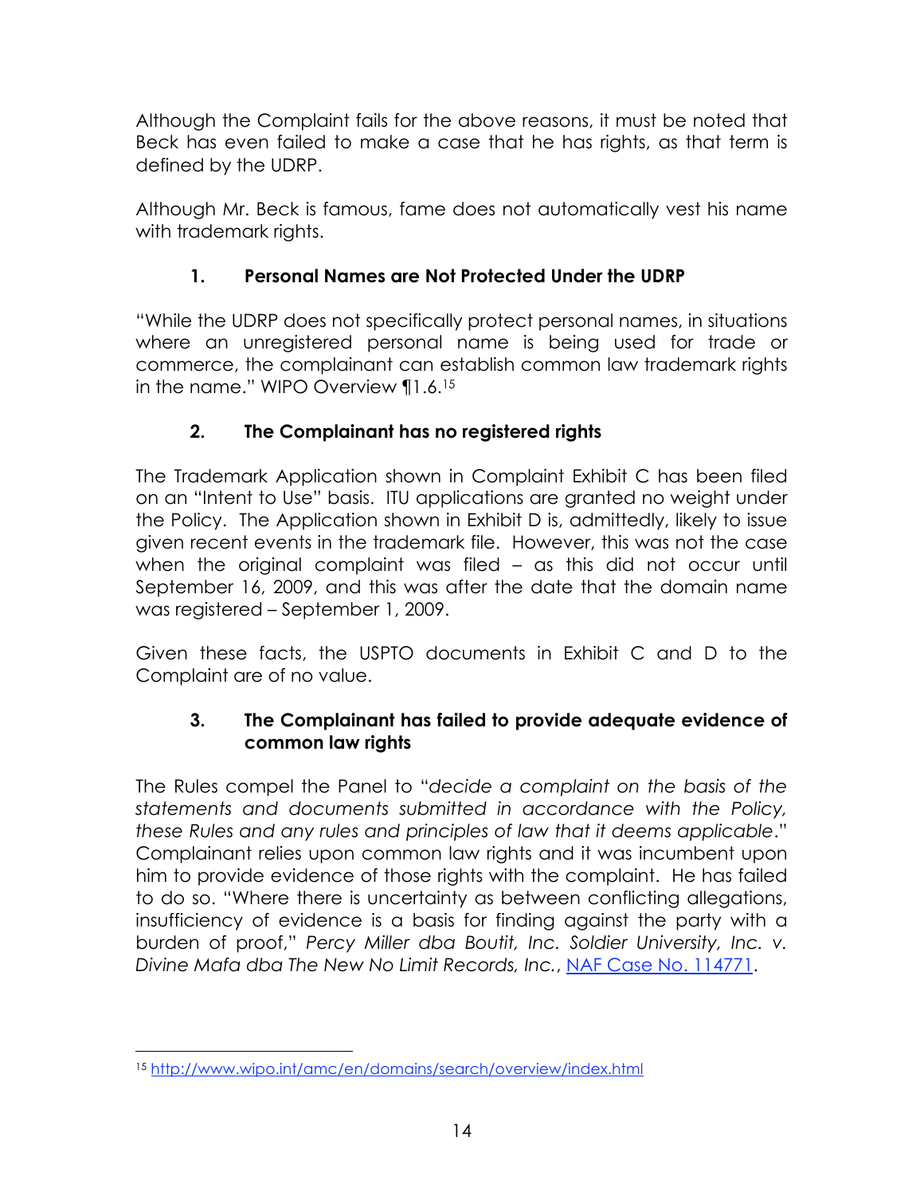Although the Complaint fails for the above reasons, it must be noted that Beck has even failed to make a case that he has rights, as that term is defined by the UDRP.

Although Mr. Beck is famous, fame does not automatically vest his name with trademark rights.

### 1. Personal Names are Not Protected Under the UDRP

"While the UDRP does not specifically protect personal names, in situations where an unregistered personal name is being used for trade or commerce, the complainant can establish common law trademark rights in the name." WIPO Overview ¶1.6.[15]

### 2. The Complainant has no registered rights

The Trademark Application shown in Complaint Exhibit C has been filed on an "Intent to Use" basis. ITU applications are granted no weight under the Policy. The Application shown in Exhibit D is, admittedly, likely to issue given recent events in the trademark file. However, this was not the case when the original complaint was filed – as this did not occur until September 16, 2009, and this was after the date that the domain name was registered – September 1, 2009.

Given these facts, the USPTO documents in Exhibit C and D to the Complaint are of no value.

### 3. The Complainant has failed to provide adequate evidence of common law rights

The Rules compel the Panel to "*decide a complaint on the basis of the statements and documents submitted in accordance with the Policy, these Rules and any rules and principles of law that it deems applicable*." Complainant relies upon common law rights and it was incumbent upon him to provide evidence of those rights with the complaint. He has failed to do so. "Where there is uncertainty as between conflicting allegations, insufficiency of evidence is a basis for finding against the party with a burden of proof," *Percy Miller dba Boutit, Inc. Soldier University, Inc. v. Divine Mafa dba The New No Limit Records, Inc.*, [NAF Case No. 114771](NAF Case No. 114771).

---

[15] http://www.wipo.int/amc/en/domains/search/overview/index.html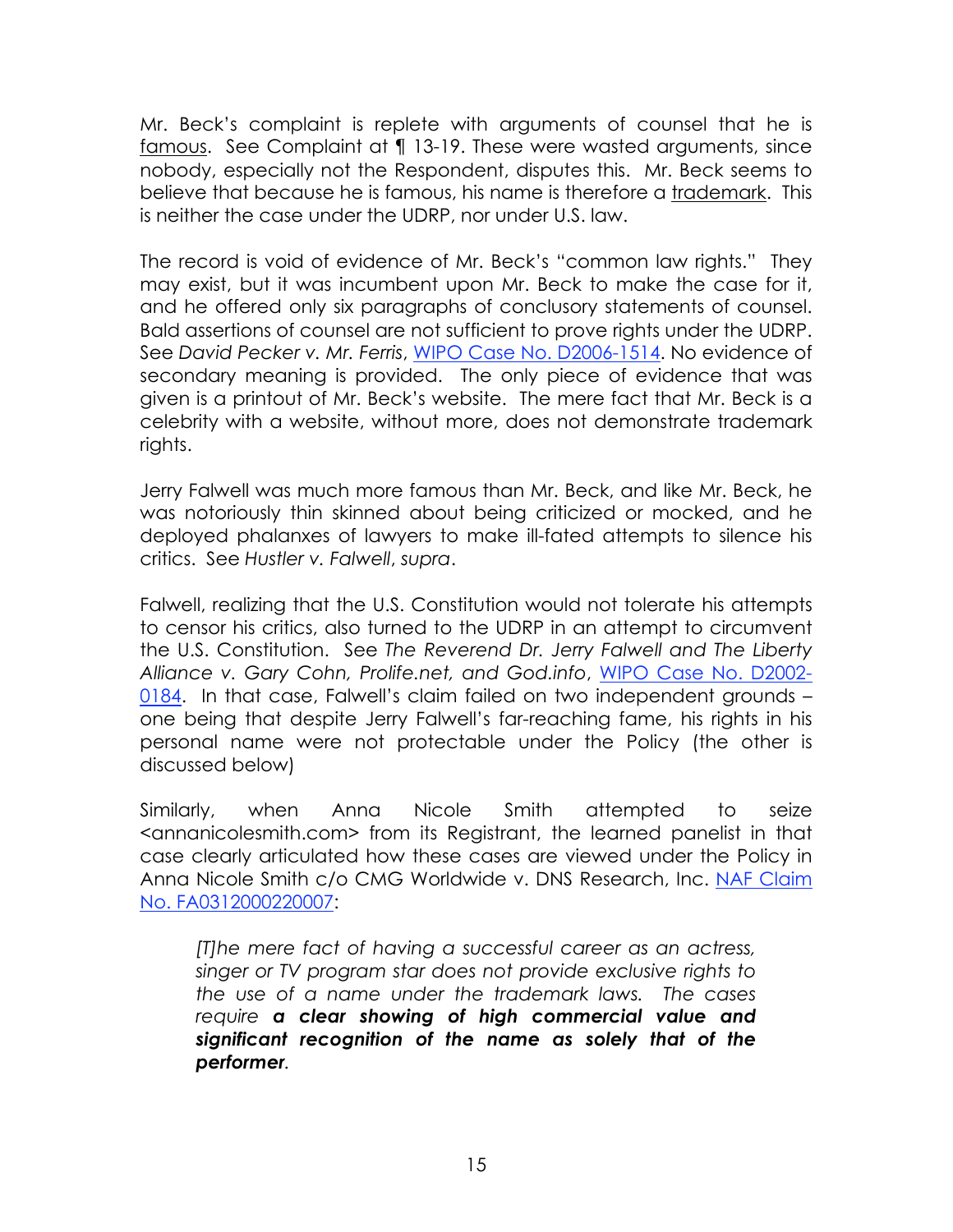Mr. Beck's complaint is replete with arguments of counsel that he is famous. See Complaint at ¶ 13-19. These were wasted arguments, since nobody, especially not the Respondent, disputes this. Mr. Beck seems to believe that because he is famous, his name is therefore a trademark. This is neither the case under the UDRP, nor under U.S. law.

The record is void of evidence of Mr. Beck's "common law rights." They may exist, but it was incumbent upon Mr. Beck to make the case for it, and he offered only six paragraphs of conclusory statements of counsel. Bald assertions of counsel are not sufficient to prove rights under the UDRP. See *David Pecker v. Mr. Ferris*, WIPO Case No. D2006-1514. No evidence of secondary meaning is provided. The only piece of evidence that was given is a printout of Mr. Beck's website. The mere fact that Mr. Beck is a celebrity with a website, without more, does not demonstrate trademark rights.

Jerry Falwell was much more famous than Mr. Beck, and like Mr. Beck, he was notoriously thin skinned about being criticized or mocked, and he deployed phalanxes of lawyers to make ill-fated attempts to silence his critics. See *Hustler v. Falwell*, *supra*.

Falwell, realizing that the U.S. Constitution would not tolerate his attempts to censor his critics, also turned to the UDRP in an attempt to circumvent the U.S. Constitution. See *The Reverend Dr. Jerry Falwell and The Liberty Alliance v. Gary Cohn, Prolife.net, and God.info*, WIPO Case No. D2002-0184. In that case, Falwell's claim failed on two independent grounds – one being that despite Jerry Falwell's far-reaching fame, his rights in his personal name were not protectable under the Policy (the other is discussed below)

Similarly, when Anna Nicole Smith attempted to seize <annanicolesmith.com> from its Registrant, the learned panelist in that case clearly articulated how these cases are viewed under the Policy in Anna Nicole Smith c/o CMG Worldwide v. DNS Research, Inc. NAF Claim No. FA0312000220007:

> *[T]he mere fact of having a successful career as an actress, singer or TV program star does not provide exclusive rights to the use of a name under the trademark laws. The cases require* ***a clear showing of high commercial value and significant recognition of the name as solely that of the performer****.*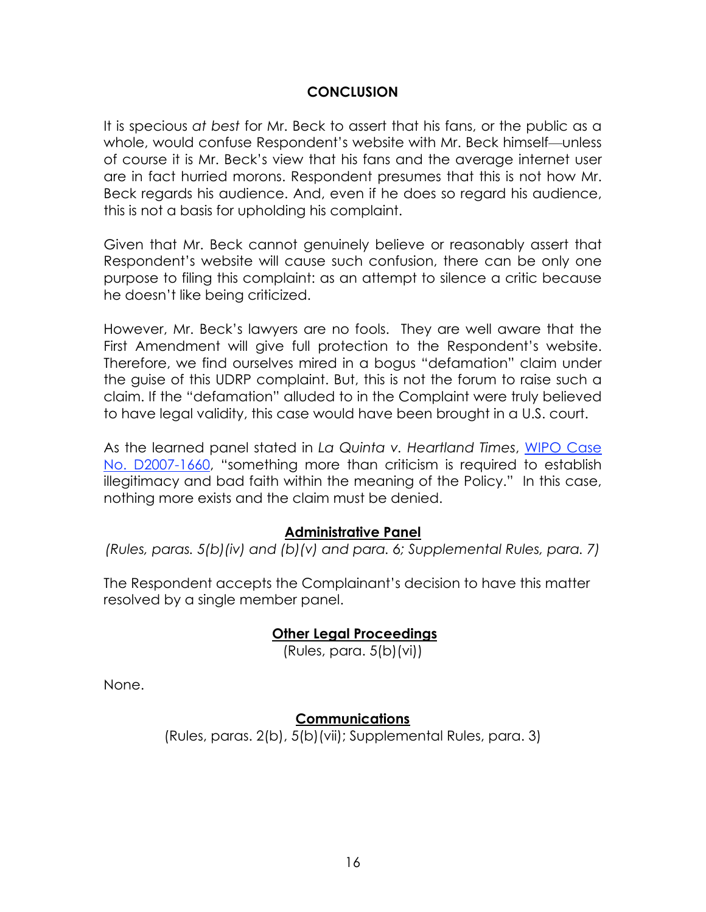## CONCLUSION

It is specious *at best* for Mr. Beck to assert that his fans, or the public as a whole, would confuse Respondent's website with Mr. Beck himself—unless of course it is Mr. Beck's view that his fans and the average internet user are in fact hurried morons. Respondent presumes that this is not how Mr. Beck regards his audience. And, even if he does so regard his audience, this is not a basis for upholding his complaint.

Given that Mr. Beck cannot genuinely believe or reasonably assert that Respondent's website will cause such confusion, there can be only one purpose to filing this complaint: as an attempt to silence a critic because he doesn't like being criticized.

However, Mr. Beck's lawyers are no fools. They are well aware that the First Amendment will give full protection to the Respondent's website. Therefore, we find ourselves mired in a bogus "defamation" claim under the guise of this UDRP complaint. But, this is not the forum to raise such a claim. If the "defamation" alluded to in the Complaint were truly believed to have legal validity, this case would have been brought in a U.S. court.

As the learned panel stated in *La Quinta v. Heartland Times*, WIPO Case No. D2007-1660, "something more than criticism is required to establish illegitimacy and bad faith within the meaning of the Policy." In this case, nothing more exists and the claim must be denied.

## Administrative Panel

*(Rules, paras. 5(b)(iv) and (b)(v) and para. 6; Supplemental Rules, para. 7)*

The Respondent accepts the Complainant's decision to have this matter resolved by a single member panel.

## Other Legal Proceedings

(Rules, para. 5(b)(vi))

None.

## Communications

(Rules, paras. 2(b), 5(b)(vii); Supplemental Rules, para. 3)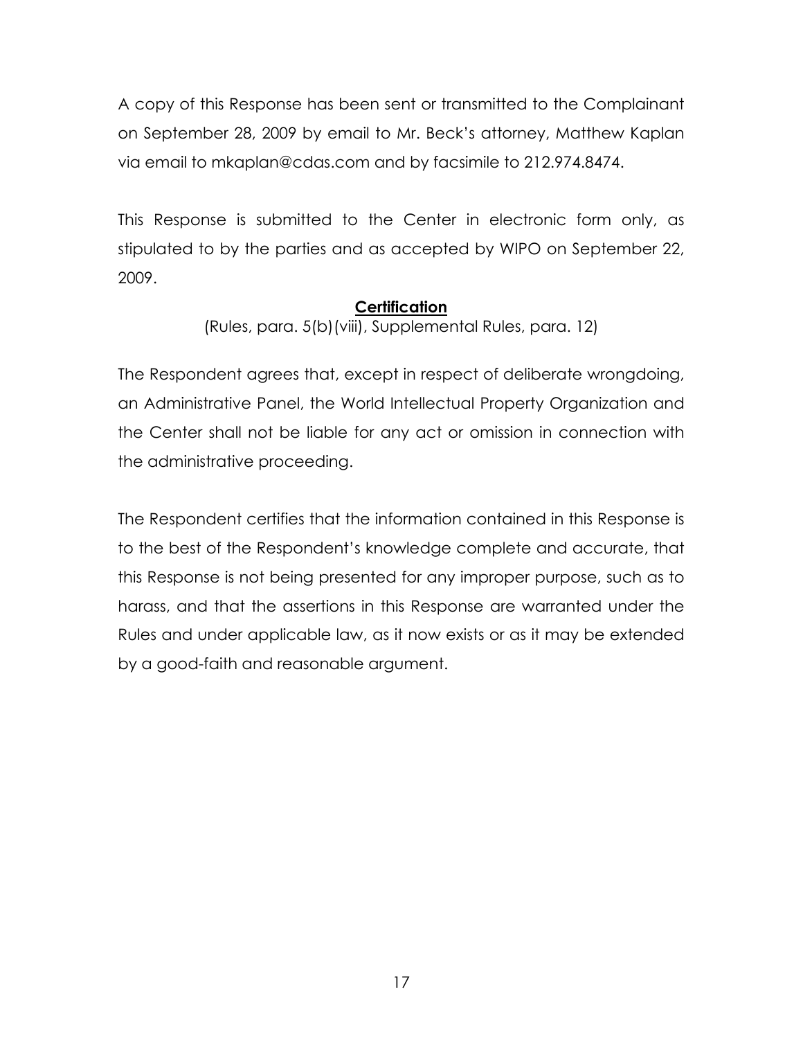A copy of this Response has been sent or transmitted to the Complainant on September 28, 2009 by email to Mr. Beck's attorney, Matthew Kaplan via email to mkaplan@cdas.com and by facsimile to 212.974.8474.

This Response is submitted to the Center in electronic form only, as stipulated to by the parties and as accepted by WIPO on September 22, 2009.

## **Certification**

(Rules, para. 5(b)(viii), Supplemental Rules, para. 12)

The Respondent agrees that, except in respect of deliberate wrongdoing, an Administrative Panel, the World Intellectual Property Organization and the Center shall not be liable for any act or omission in connection with the administrative proceeding.

The Respondent certifies that the information contained in this Response is to the best of the Respondent's knowledge complete and accurate, that this Response is not being presented for any improper purpose, such as to harass, and that the assertions in this Response are warranted under the Rules and under applicable law, as it now exists or as it may be extended by a good-faith and reasonable argument.